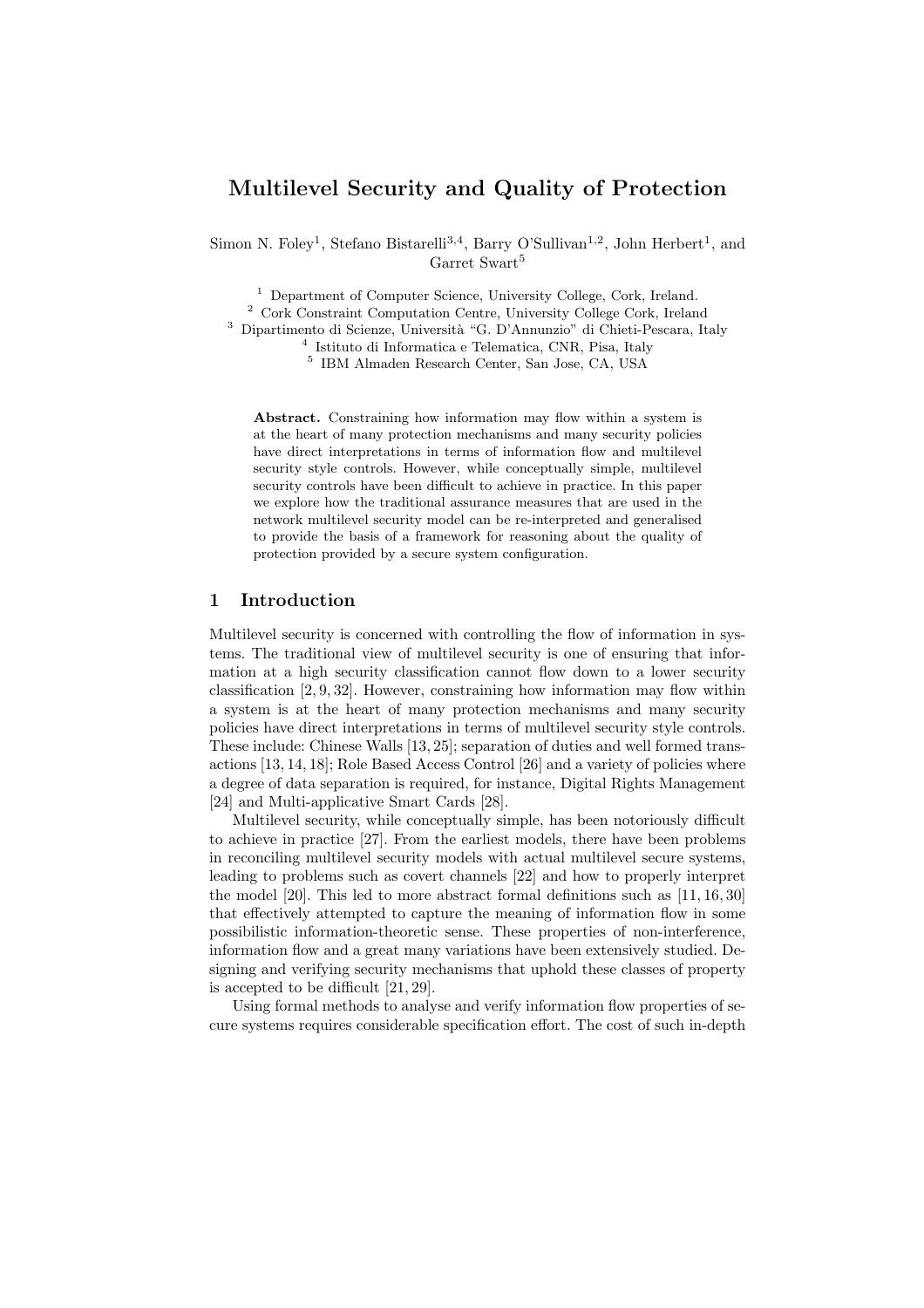# Multilevel Security and Quality of Protection

Simon N. Foley[1], Stefano Bistarelli[3,4], Barry O'Sullivan[1,2], John Herbert[1], and Garret Swart[5]

[1] Department of Computer Science, University College, Cork, Ireland.
[2] Cork Constraint Computation Centre, University College Cork, Ireland
[3] Dipartimento di Scienze, Università "G. D'Annunzio" di Chieti-Pescara, Italy
[4] Istituto di Informatica e Telematica, CNR, Pisa, Italy
[5] IBM Almaden Research Center, San Jose, CA, USA

**Abstract.** Constraining how information may flow within a system is at the heart of many protection mechanisms and many security policies have direct interpretations in terms of information flow and multilevel security style controls. However, while conceptually simple, multilevel security controls have been difficult to achieve in practice. In this paper we explore how the traditional assurance measures that are used in the network multilevel security model can be re-interpreted and generalised to provide the basis of a framework for reasoning about the quality of protection provided by a secure system configuration.

## 1 Introduction

Multilevel security is concerned with controlling the flow of information in systems. The traditional view of multilevel security is one of ensuring that information at a high security classification cannot flow down to a lower security classification [2, 9, 32]. However, constraining how information may flow within a system is at the heart of many protection mechanisms and many security policies have direct interpretations in terms of multilevel security style controls. These include: Chinese Walls [13, 25]; separation of duties and well formed transactions [13, 14, 18]; Role Based Access Control [26] and a variety of policies where a degree of data separation is required, for instance, Digital Rights Management [24] and Multi-applicative Smart Cards [28].

Multilevel security, while conceptually simple, has been notoriously difficult to achieve in practice [27]. From the earliest models, there have been problems in reconciling multilevel security models with actual multilevel secure systems, leading to problems such as covert channels [22] and how to properly interpret the model [20]. This led to more abstract formal definitions such as [11, 16, 30] that effectively attempted to capture the meaning of information flow in some possibilistic information-theoretic sense. These properties of non-interference, information flow and a great many variations have been extensively studied. Designing and verifying security mechanisms that uphold these classes of property is accepted to be difficult [21, 29].

Using formal methods to analyse and verify information flow properties of secure systems requires considerable specification effort. The cost of such in-depth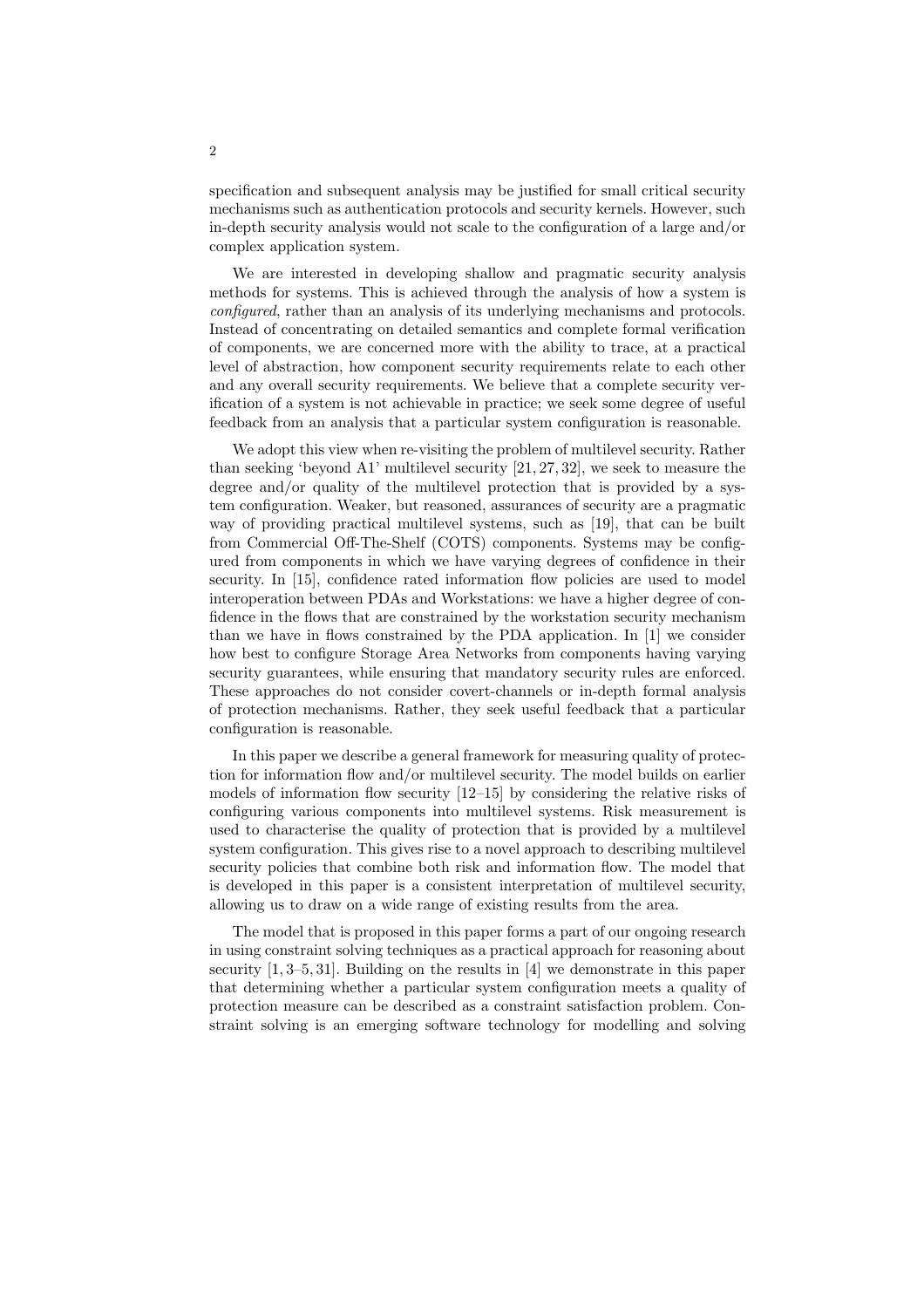specification and subsequent analysis may be justified for small critical security mechanisms such as authentication protocols and security kernels. However, such in-depth security analysis would not scale to the configuration of a large and/or complex application system.

We are interested in developing shallow and pragmatic security analysis methods for systems. This is achieved through the analysis of how a system is *configured*, rather than an analysis of its underlying mechanisms and protocols. Instead of concentrating on detailed semantics and complete formal verification of components, we are concerned more with the ability to trace, at a practical level of abstraction, how component security requirements relate to each other and any overall security requirements. We believe that a complete security verification of a system is not achievable in practice; we seek some degree of useful feedback from an analysis that a particular system configuration is reasonable.

We adopt this view when re-visiting the problem of multilevel security. Rather than seeking 'beyond A1' multilevel security [21, 27, 32], we seek to measure the degree and/or quality of the multilevel protection that is provided by a system configuration. Weaker, but reasoned, assurances of security are a pragmatic way of providing practical multilevel systems, such as [19], that can be built from Commercial Off-The-Shelf (COTS) components. Systems may be configured from components in which we have varying degrees of confidence in their security. In [15], confidence rated information flow policies are used to model interoperation between PDAs and Workstations: we have a higher degree of confidence in the flows that are constrained by the workstation security mechanism than we have in flows constrained by the PDA application. In [1] we consider how best to configure Storage Area Networks from components having varying security guarantees, while ensuring that mandatory security rules are enforced. These approaches do not consider covert-channels or in-depth formal analysis of protection mechanisms. Rather, they seek useful feedback that a particular configuration is reasonable.

In this paper we describe a general framework for measuring quality of protection for information flow and/or multilevel security. The model builds on earlier models of information flow security [12–15] by considering the relative risks of configuring various components into multilevel systems. Risk measurement is used to characterise the quality of protection that is provided by a multilevel system configuration. This gives rise to a novel approach to describing multilevel security policies that combine both risk and information flow. The model that is developed in this paper is a consistent interpretation of multilevel security, allowing us to draw on a wide range of existing results from the area.

The model that is proposed in this paper forms a part of our ongoing research in using constraint solving techniques as a practical approach for reasoning about security [1, 3–5, 31]. Building on the results in [4] we demonstrate in this paper that determining whether a particular system configuration meets a quality of protection measure can be described as a constraint satisfaction problem. Constraint solving is an emerging software technology for modelling and solving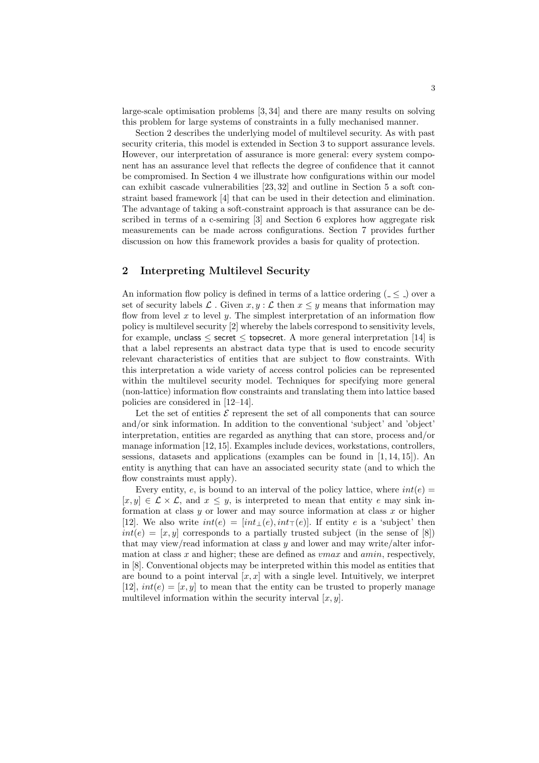large-scale optimisation problems [3, 34] and there are many results on solving this problem for large systems of constraints in a fully mechanised manner.

Section 2 describes the underlying model of multilevel security. As with past security criteria, this model is extended in Section 3 to support assurance levels. However, our interpretation of assurance is more general: every system component has an assurance level that reflects the degree of confidence that it cannot be compromised. In Section 4 we illustrate how configurations within our model can exhibit cascade vulnerabilities [23, 32] and outline in Section 5 a soft constraint based framework [4] that can be used in their detection and elimination. The advantage of taking a soft-constraint approach is that assurance can be described in terms of a c-semiring [3] and Section 6 explores how aggregate risk measurements can be made across configurations. Section 7 provides further discussion on how this framework provides a basis for quality of protection.

## 2 Interpreting Multilevel Security

An information flow policy is defined in terms of a lattice ordering ($\_ \leq \_$) over a set of security labels $\mathcal{L}$ . Given $x, y : \mathcal{L}$ then $x \leq y$ means that information may flow from level $x$ to level $y$. The simplest interpretation of an information flow policy is multilevel security [2] whereby the labels correspond to sensitivity levels, for example, $\mathsf{unclass} \leq \mathsf{secret} \leq \mathsf{topsecret}$. A more general interpretation [14] is that a label represents an abstract data type that is used to encode security relevant characteristics of entities that are subject to flow constraints. With this interpretation a wide variety of access control policies can be represented within the multilevel security model. Techniques for specifying more general (non-lattice) information flow constraints and translating them into lattice based policies are considered in [12–14].

Let the set of entities $\mathcal{E}$ represent the set of all components that can source and/or sink information. In addition to the conventional 'subject' and 'object' interpretation, entities are regarded as anything that can store, process and/or manage information [12, 15]. Examples include devices, workstations, controllers, sessions, datasets and applications (examples can be found in [1, 14, 15]). An entity is anything that can have an associated security state (and to which the flow constraints must apply).

Every entity, $e$, is bound to an interval of the policy lattice, where $int(e) = [x, y] \in \mathcal{L} \times \mathcal{L}$, and $x \leq y$, is interpreted to mean that entity $e$ may sink information at class $y$ or lower and may source information at class $x$ or higher [12]. We also write $int(e) = [int_{\bot}(e), int_{\top}(e)]$. If entity $e$ is a 'subject' then $int(e) = [x, y]$ corresponds to a partially trusted subject (in the sense of [8]) that may view/read information at class $y$ and lower and may write/alter information at class $x$ and higher; these are defined as $vmax$ and $amin$, respectively, in [8]. Conventional objects may be interpreted within this model as entities that are bound to a point interval $[x, x]$ with a single level. Intuitively, we interpret [12], $int(e) = [x, y]$ to mean that the entity can be trusted to properly manage multilevel information within the security interval $[x, y]$.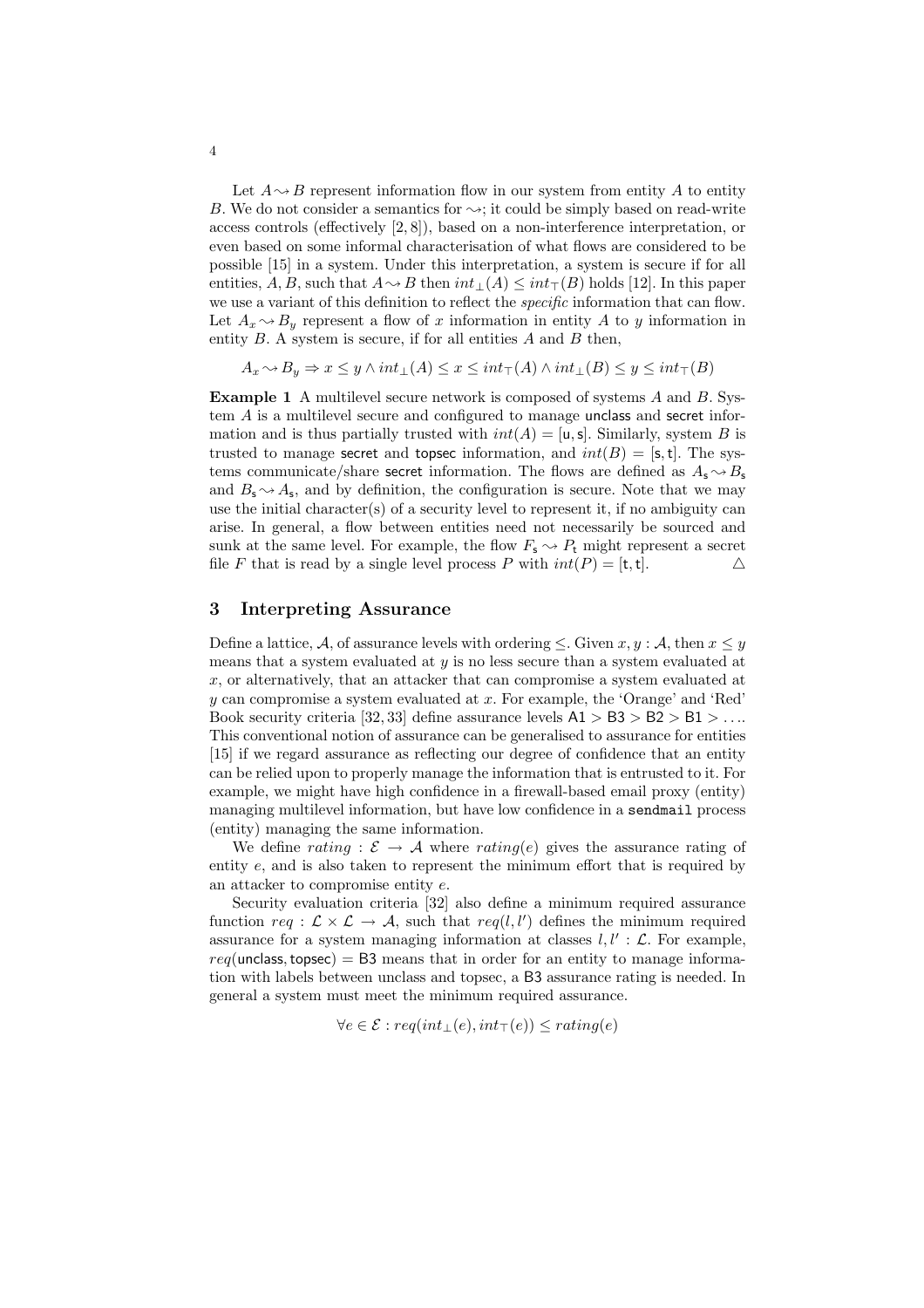Let $A \rightsquigarrow B$ represent information flow in our system from entity $A$ to entity $B$. We do not consider a semantics for $\rightsquigarrow$; it could be simply based on read-write access controls (effectively [2, 8]), based on a non-interference interpretation, or even based on some informal characterisation of what flows are considered to be possible [15] in a system. Under this interpretation, a system is secure if for all entities, $A, B$, such that $A \rightsquigarrow B$ then $int_\perp(A) \leq int_\top(B)$ holds [12]. In this paper we use a variant of this definition to reflect the *specific* information that can flow. Let $A_x \rightsquigarrow B_y$ represent a flow of $x$ information in entity $A$ to $y$ information in entity $B$. A system is secure, if for all entities $A$ and $B$ then,

$$A_x \rightsquigarrow B_y \Rightarrow x \leq y \wedge int_\perp(A) \leq x \leq int_\top(A) \wedge int_\perp(B) \leq y \leq int_\top(B)$$

**Example 1** A multilevel secure network is composed of systems $A$ and $B$. System $A$ is a multilevel secure and configured to manage unclass and secret information and is thus partially trusted with $int(A) = [\mathsf{u}, \mathsf{s}]$. Similarly, system $B$ is trusted to manage secret and topsec information, and $int(B) = [\mathsf{s}, \mathsf{t}]$. The systems communicate/share secret information. The flows are defined as $A_\mathsf{s} \rightsquigarrow B_\mathsf{s}$ and $B_\mathsf{s} \rightsquigarrow A_\mathsf{s}$, and by definition, the configuration is secure. Note that we may use the initial character(s) of a security level to represent it, if no ambiguity can arise. In general, a flow between entities need not necessarily be sourced and sunk at the same level. For example, the flow $F_\mathsf{s} \rightsquigarrow P_\mathsf{t}$ might represent a secret file $F$ that is read by a single level process $P$ with $int(P) = [\mathsf{t}, \mathsf{t}]$. △

## 3 Interpreting Assurance

Define a lattice, $\mathcal{A}$, of assurance levels with ordering $\leq$. Given $x, y : \mathcal{A}$, then $x \leq y$ means that a system evaluated at $y$ is no less secure than a system evaluated at $x$, or alternatively, that an attacker that can compromise a system evaluated at $y$ can compromise a system evaluated at $x$. For example, the 'Orange' and 'Red' Book security criteria [32, 33] define assurance levels $\mathsf{A1} > \mathsf{B3} > \mathsf{B2} > \mathsf{B1} > \ldots$. This conventional notion of assurance can be generalised to assurance for entities [15] if we regard assurance as reflecting our degree of confidence that an entity can be relied upon to properly manage the information that is entrusted to it. For example, we might have high confidence in a firewall-based email proxy (entity) managing multilevel information, but have low confidence in a `sendmail` process (entity) managing the same information.

We define $rating : \mathcal{E} \rightarrow \mathcal{A}$ where $rating(e)$ gives the assurance rating of entity $e$, and is also taken to represent the minimum effort that is required by an attacker to compromise entity $e$.

Security evaluation criteria [32] also define a minimum required assurance function $req : \mathcal{L} \times \mathcal{L} \rightarrow \mathcal{A}$, such that $req(l, l')$ defines the minimum required assurance for a system managing information at classes $l, l' : \mathcal{L}$. For example, $req(\mathsf{unclass}, \mathsf{topsec}) = \mathsf{B3}$ means that in order for an entity to manage information with labels between unclass and topsec, a B3 assurance rating is needed. In general a system must meet the minimum required assurance.

$$\forall e \in \mathcal{E} : req(int_\perp(e), int_\top(e)) \leq rating(e)$$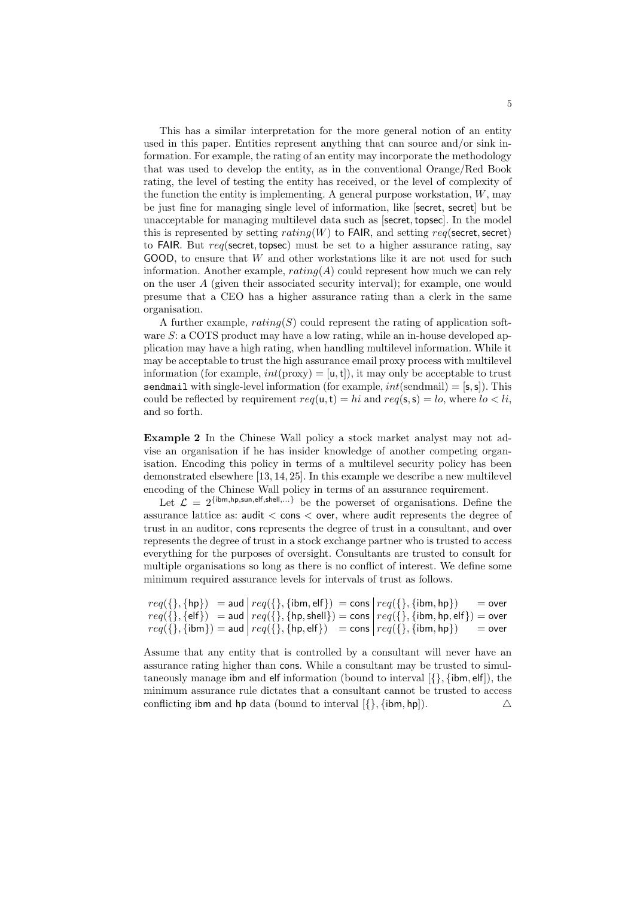This has a similar interpretation for the more general notion of an entity used in this paper. Entities represent anything that can source and/or sink information. For example, the rating of an entity may incorporate the methodology that was used to develop the entity, as in the conventional Orange/Red Book rating, the level of testing the entity has received, or the level of complexity of the function the entity is implementing. A general purpose workstation, $W$, may be just fine for managing single level of information, like [secret, secret] but be unacceptable for managing multilevel data such as [secret, topsec]. In the model this is represented by setting $rating(W)$ to FAIR, and setting $req(\mathsf{secret}, \mathsf{secret})$ to FAIR. But $req(\mathsf{secret}, \mathsf{topsec})$ must be set to a higher assurance rating, say GOOD, to ensure that $W$ and other workstations like it are not used for such information. Another example, $rating(A)$ could represent how much we can rely on the user $A$ (given their associated security interval); for example, one would presume that a CEO has a higher assurance rating than a clerk in the same organisation.

A further example, $rating(S)$ could represent the rating of application software $S$: a COTS product may have a low rating, while an in-house developed application may have a high rating, when handling multilevel information. While it may be acceptable to trust the high assurance email proxy process with multilevel information (for example, $int(\text{proxy}) = [\mathsf{u}, \mathsf{t}]$), it may only be acceptable to trust `sendmail` with single-level information (for example, $int(\text{sendmail}) = [\mathsf{s}, \mathsf{s}]$). This could be reflected by requirement $req(\mathsf{u}, \mathsf{t}) = hi$ and $req(\mathsf{s}, \mathsf{s}) = lo$, where $lo < li$, and so forth.

**Example 2** In the Chinese Wall policy a stock market analyst may not advise an organisation if he has insider knowledge of another competing organisation. Encoding this policy in terms of a multilevel security policy has been demonstrated elsewhere [13, 14, 25]. In this example we describe a new multilevel encoding of the Chinese Wall policy in terms of an assurance requirement.

Let $\mathcal{L} = 2^{\{\mathsf{ibm},\mathsf{hp},\mathsf{sun},\mathsf{elf},\mathsf{shell},\ldots\}}$ be the powerset of organisations. Define the assurance lattice as: audit $<$ cons $<$ over, where audit represents the degree of trust in an auditor, cons represents the degree of trust in a consultant, and over represents the degree of trust in a stock exchange partner who is trusted to access everything for the purposes of oversight. Consultants are trusted to consult for multiple organisations so long as there is no conflict of interest. We define some minimum required assurance levels for intervals of trust as follows.

$$
\begin{array}{l|l|l}
req(\{\}, \{\mathsf{hp}\}) \;\; = \mathsf{aud} & req(\{\}, \{\mathsf{ibm}, \mathsf{elf}\}) \;\; = \mathsf{cons} & req(\{\}, \{\mathsf{ibm}, \mathsf{hp}\}) \;\;\;\; = \mathsf{over} \\
req(\{\}, \{\mathsf{elf}\}) \;\; = \mathsf{aud} & req(\{\}, \{\mathsf{hp}, \mathsf{shell}\}) = \mathsf{cons} & req(\{\}, \{\mathsf{ibm}, \mathsf{hp}, \mathsf{elf}\}) = \mathsf{over} \\
req(\{\}, \{\mathsf{ibm}\}) = \mathsf{aud} & req(\{\}, \{\mathsf{hp}, \mathsf{elf}\}) \;\; = \mathsf{cons} & req(\{\}, \{\mathsf{ibm}, \mathsf{hp}\}) \;\;\;\; = \mathsf{over}
\end{array}
$$

Assume that any entity that is controlled by a consultant will never have an assurance rating higher than cons. While a consultant may be trusted to simultaneously manage ibm and elf information (bound to interval $[\{\}, \{\mathsf{ibm}, \mathsf{elf}\}]$), the minimum assurance rule dictates that a consultant cannot be trusted to access conflicting ibm and hp data (bound to interval $[\{\}, \{\mathsf{ibm}, \mathsf{hp}\}]$). $\triangle$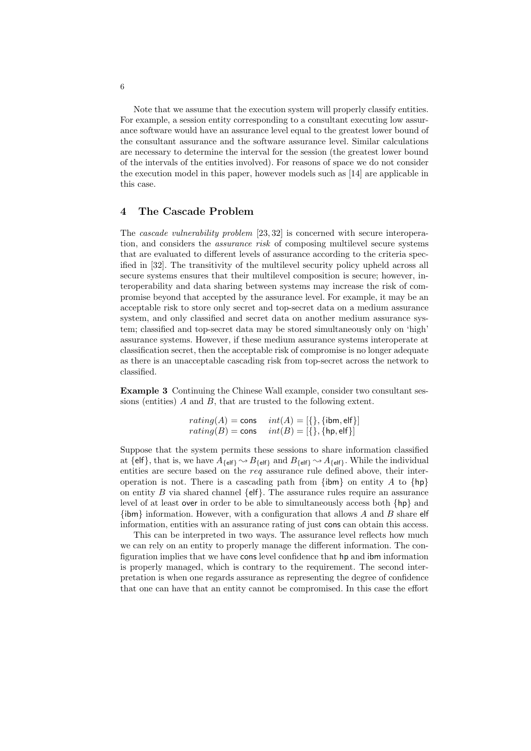Note that we assume that the execution system will properly classify entities. For example, a session entity corresponding to a consultant executing low assurance software would have an assurance level equal to the greatest lower bound of the consultant assurance and the software assurance level. Similar calculations are necessary to determine the interval for the session (the greatest lower bound of the intervals of the entities involved). For reasons of space we do not consider the execution model in this paper, however models such as [14] are applicable in this case.

## 4 The Cascade Problem

The *cascade vulnerability problem* [23, 32] is concerned with secure interoperation, and considers the *assurance risk* of composing multilevel secure systems that are evaluated to different levels of assurance according to the criteria specified in [32]. The transitivity of the multilevel security policy upheld across all secure systems ensures that their multilevel composition is secure; however, interoperability and data sharing between systems may increase the risk of compromise beyond that accepted by the assurance level. For example, it may be an acceptable risk to store only secret and top-secret data on a medium assurance system, and only classified and secret data on another medium assurance system; classified and top-secret data may be stored simultaneously only on 'high' assurance systems. However, if these medium assurance systems interoperate at classification secret, then the acceptable risk of compromise is no longer adequate as there is an unacceptable cascading risk from top-secret across the network to classified.

**Example 3** Continuing the Chinese Wall example, consider two consultant sessions (entities) $A$ and $B$, that are trusted to the following extent.

$$rating(A) = \mathsf{cons} \quad int(A) = [\{\}, \{\mathsf{ibm}, \mathsf{elf}\}]$$
$$rating(B) = \mathsf{cons} \quad int(B) = [\{\}, \{\mathsf{hp}, \mathsf{elf}\}]$$

Suppose that the system permits these sessions to share information classified at $\{\mathsf{elf}\}$, that is, we have $A_{\{\mathsf{elf}\}} \rightsquigarrow B_{\{\mathsf{elf}\}}$ and $B_{\{\mathsf{elf}\}} \rightsquigarrow A_{\{\mathsf{elf}\}}$. While the individual entities are secure based on the *req* assurance rule defined above, their interoperation is not. There is a cascading path from $\{\mathsf{ibm}\}$ on entity $A$ to $\{\mathsf{hp}\}$ on entity $B$ via shared channel $\{\mathsf{elf}\}$. The assurance rules require an assurance level of at least $\mathsf{over}$ in order to be able to simultaneously access both $\{\mathsf{hp}\}$ and $\{\mathsf{ibm}\}$ information. However, with a configuration that allows $A$ and $B$ share $\mathsf{elf}$ information, entities with an assurance rating of just $\mathsf{cons}$ can obtain this access.

This can be interpreted in two ways. The assurance level reflects how much we can rely on an entity to properly manage the different information. The configuration implies that we have $\mathsf{cons}$ level confidence that $\mathsf{hp}$ and $\mathsf{ibm}$ information is properly managed, which is contrary to the requirement. The second interpretation is when one regards assurance as representing the degree of confidence that one can have that an entity cannot be compromised. In this case the effort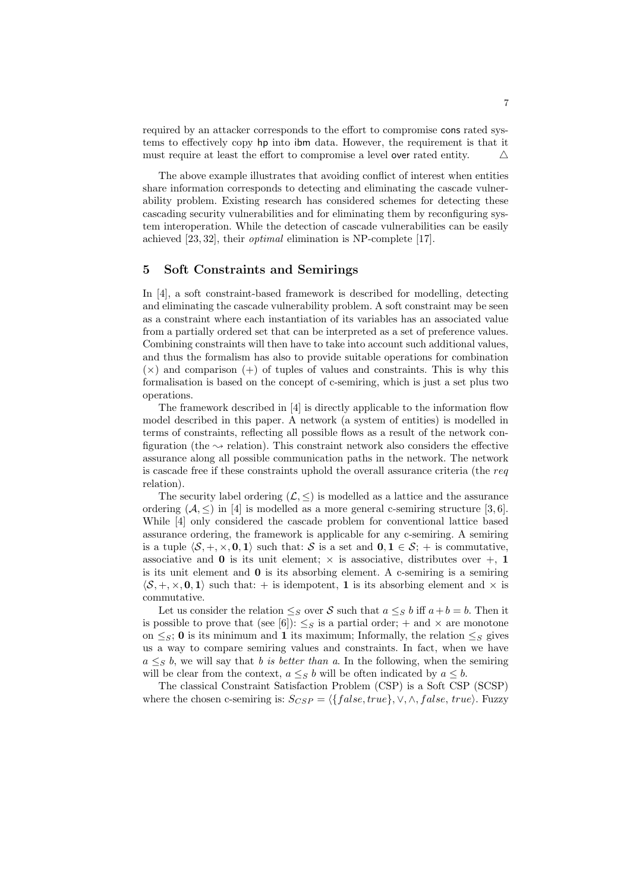required by an attacker corresponds to the effort to compromise cons rated systems to effectively copy hp into ibm data. However, the requirement is that it must require at least the effort to compromise a level over rated entity. $\triangle$

The above example illustrates that avoiding conflict of interest when entities share information corresponds to detecting and eliminating the cascade vulnerability problem. Existing research has considered schemes for detecting these cascading security vulnerabilities and for eliminating them by reconfiguring system interoperation. While the detection of cascade vulnerabilities can be easily achieved [23, 32], their *optimal* elimination is NP-complete [17].

## 5 Soft Constraints and Semirings

In [4], a soft constraint-based framework is described for modelling, detecting and eliminating the cascade vulnerability problem. A soft constraint may be seen as a constraint where each instantiation of its variables has an associated value from a partially ordered set that can be interpreted as a set of preference values. Combining constraints will then have to take into account such additional values, and thus the formalism has also to provide suitable operations for combination ($\times$) and comparison ($+$) of tuples of values and constraints. This is why this formalisation is based on the concept of c-semiring, which is just a set plus two operations.

The framework described in [4] is directly applicable to the information flow model described in this paper. A network (a system of entities) is modelled in terms of constraints, reflecting all possible flows as a result of the network configuration (the $\rightsquigarrow$ relation). This constraint network also considers the effective assurance along all possible communication paths in the network. The network is cascade free if these constraints uphold the overall assurance criteria (the *req* relation).

The security label ordering $(\mathcal{L}, \leq)$ is modelled as a lattice and the assurance ordering $(\mathcal{A}, \leq)$ in [4] is modelled as a more general c-semiring structure [3, 6]. While [4] only considered the cascade problem for conventional lattice based assurance ordering, the framework is applicable for any c-semiring. A semiring is a tuple $\langle \mathcal{S}, +, \times, \mathbf{0}, \mathbf{1} \rangle$ such that: $\mathcal{S}$ is a set and $\mathbf{0}, \mathbf{1} \in \mathcal{S}$; $+$ is commutative, associative and $\mathbf{0}$ is its unit element; $\times$ is associative, distributes over $+$, $\mathbf{1}$ is its unit element and $\mathbf{0}$ is its absorbing element. A c-semiring is a semiring $\langle \mathcal{S}, +, \times, \mathbf{0}, \mathbf{1} \rangle$ such that: $+$ is idempotent, $\mathbf{1}$ is its absorbing element and $\times$ is commutative.

Let us consider the relation $\leq_S$ over $\mathcal{S}$ such that $a \leq_S b$ iff $a + b = b$. Then it is possible to prove that (see [6]): $\leq_S$ is a partial order; $+$ and $\times$ are monotone on $\leq_S$; $\mathbf{0}$ is its minimum and $\mathbf{1}$ its maximum; Informally, the relation $\leq_S$ gives us a way to compare semiring values and constraints. In fact, when we have $a \leq_S b$, we will say that *b is better than a*. In the following, when the semiring will be clear from the context, $a \leq_S b$ will be often indicated by $a \leq b$.

The classical Constraint Satisfaction Problem (CSP) is a Soft CSP (SCSP) where the chosen c-semiring is: $S_{CSP} = \langle \{false, true\}, \vee, \wedge, false, true \rangle$. Fuzzy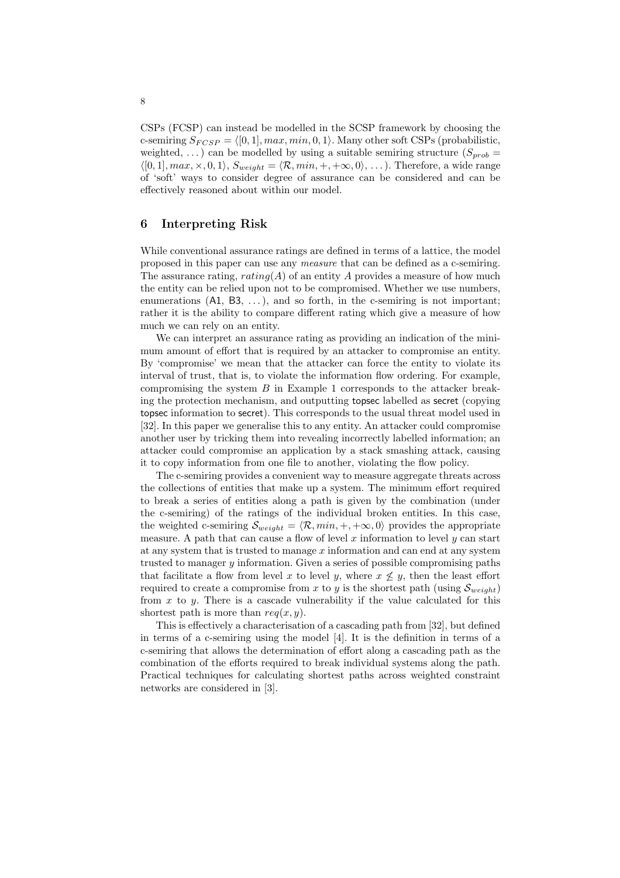CSPs (FCSP) can instead be modelled in the SCSP framework by choosing the c-semiring $S_{FCSP} = \langle [0,1], max, min, 0, 1\rangle$. Many other soft CSPs (probabilistic, weighted, ...) can be modelled by using a suitable semiring structure ($S_{prob} = \langle [0,1], max, \times, 0, 1\rangle$, $S_{weight} = \langle \mathcal{R}, min, +, +\infty, 0\rangle$, ...). Therefore, a wide range of 'soft' ways to consider degree of assurance can be considered and can be effectively reasoned about within our model.

## 6 Interpreting Risk

While conventional assurance ratings are defined in terms of a lattice, the model proposed in this paper can use any *measure* that can be defined as a c-semiring. The assurance rating, $rating(A)$ of an entity $A$ provides a measure of how much the entity can be relied upon not to be compromised. Whether we use numbers, enumerations (A1, B3, ...), and so forth, in the c-semiring is not important; rather it is the ability to compare different rating which give a measure of how much we can rely on an entity.

We can interpret an assurance rating as providing an indication of the minimum amount of effort that is required by an attacker to compromise an entity. By 'compromise' we mean that the attacker can force the entity to violate its interval of trust, that is, to violate the information flow ordering. For example, compromising the system $B$ in Example 1 corresponds to the attacker breaking the protection mechanism, and outputting topsec labelled as secret (copying topsec information to secret). This corresponds to the usual threat model used in [32]. In this paper we generalise this to any entity. An attacker could compromise another user by tricking them into revealing incorrectly labelled information; an attacker could compromise an application by a stack smashing attack, causing it to copy information from one file to another, violating the flow policy.

The c-semiring provides a convenient way to measure aggregate threats across the collections of entities that make up a system. The minimum effort required to break a series of entities along a path is given by the combination (under the c-semiring) of the ratings of the individual broken entities. In this case, the weighted c-semiring $\mathcal{S}_{weight} = \langle \mathcal{R}, min, +, +\infty, 0\rangle$ provides the appropriate measure. A path that can cause a flow of level $x$ information to level $y$ can start at any system that is trusted to manage $x$ information and can end at any system trusted to manager $y$ information. Given a series of possible compromising paths that facilitate a flow from level $x$ to level $y$, where $x \not\leq y$, then the least effort required to create a compromise from $x$ to $y$ is the shortest path (using $\mathcal{S}_{weight}$) from $x$ to $y$. There is a cascade vulnerability if the value calculated for this shortest path is more than $req(x, y)$.

This is effectively a characterisation of a cascading path from [32], but defined in terms of a c-semiring using the model [4]. It is the definition in terms of a c-semiring that allows the determination of effort along a cascading path as the combination of the efforts required to break individual systems along the path. Practical techniques for calculating shortest paths across weighted constraint networks are considered in [3].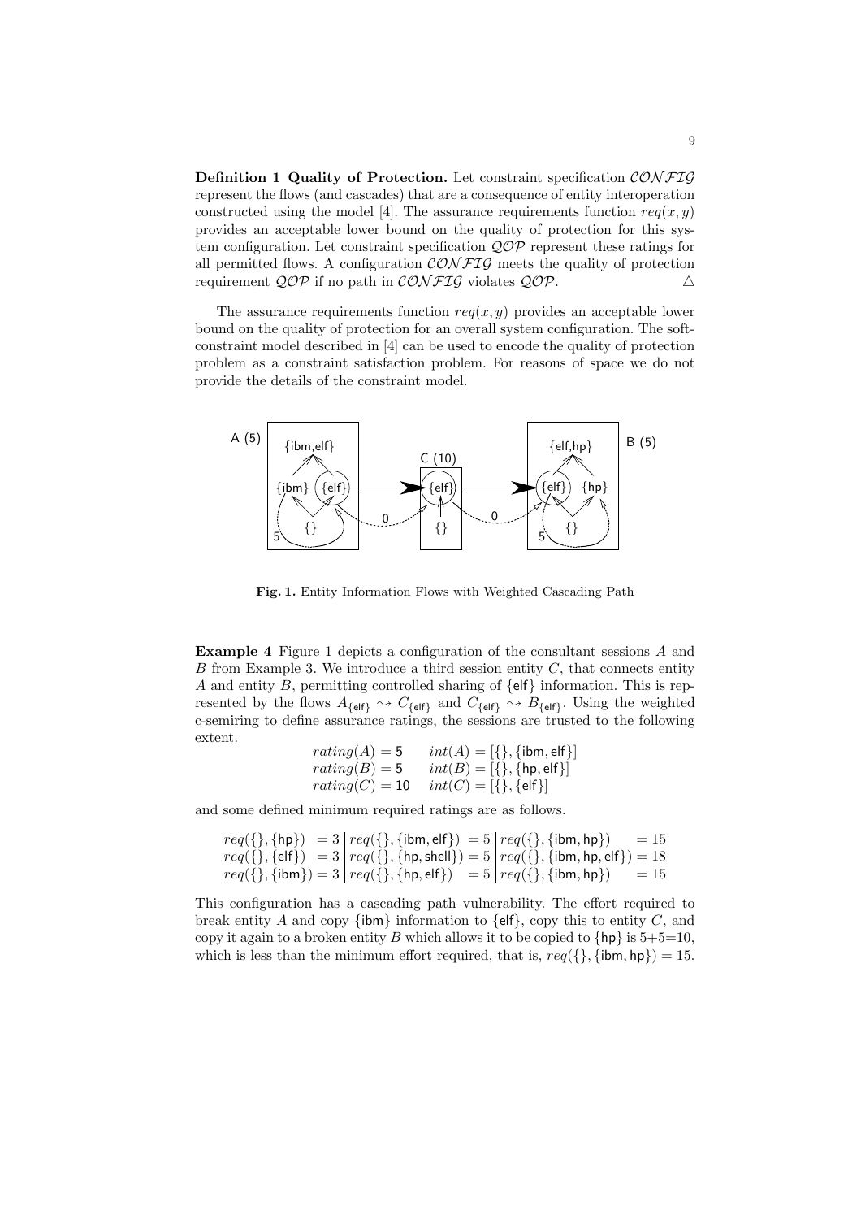**Definition 1 Quality of Protection.** Let constraint specification $\mathcal{CONFIG}$ represent the flows (and cascades) that are a consequence of entity interoperation constructed using the model [4]. The assurance requirements function $req(x, y)$ provides an acceptable lower bound on the quality of protection for this system configuration. Let constraint specification $\mathcal{QOP}$ represent these ratings for all permitted flows. A configuration $\mathcal{CONFIG}$ meets the quality of protection requirement $\mathcal{QOP}$ if no path in $\mathcal{CONFIG}$ violates $\mathcal{QOP}$. △

The assurance requirements function $req(x, y)$ provides an acceptable lower bound on the quality of protection for an overall system configuration. The soft-constraint model described in [4] can be used to encode the quality of protection problem as a constraint satisfaction problem. For reasons of space we do not provide the details of the constraint model.

**Fig. 1.** Entity Information Flows with Weighted Cascading Path

**Example 4** Figure 1 depicts a configuration of the consultant sessions $A$ and $B$ from Example 3. We introduce a third session entity $C$, that connects entity $A$ and entity $B$, permitting controlled sharing of $\{\mathsf{elf}\}$ information. This is represented by the flows $A_{\{\mathsf{elf}\}} \rightsquigarrow C_{\{\mathsf{elf}\}}$ and $C_{\{\mathsf{elf}\}} \rightsquigarrow B_{\{\mathsf{elf}\}}$. Using the weighted c-semiring to define assurance ratings, the sessions are trusted to the following extent.

$$
\begin{array}{ll}
rating(A) = 5 & int(A) = [\{\}, \{\mathsf{ibm}, \mathsf{elf}\}] \\
rating(B) = 5 & int(B) = [\{\}, \{\mathsf{hp}, \mathsf{elf}\}] \\
rating(C) = 10 & int(C) = [\{\}, \{\mathsf{elf}\}]
\end{array}
$$

and some defined minimum required ratings are as follows.

$$
\begin{array}{l|l|l}
req(\{\}, \{\mathsf{hp}\}) \;\;= 3 & req(\{\}, \{\mathsf{ibm}, \mathsf{elf}\}) \;= 5 & req(\{\}, \{\mathsf{ibm}, \mathsf{hp}\}) \;\;\;\;\;= 15 \\
req(\{\}, \{\mathsf{elf}\}) \;\;= 3 & req(\{\}, \{\mathsf{hp}, \mathsf{shell}\}) = 5 & req(\{\}, \{\mathsf{ibm}, \mathsf{hp}, \mathsf{elf}\}) = 18 \\
req(\{\}, \{\mathsf{ibm}\}) = 3 & req(\{\}, \{\mathsf{hp}, \mathsf{elf}\}) \;\;= 5 & req(\{\}, \{\mathsf{ibm}, \mathsf{hp}\}) \;\;\;\;\;= 15
\end{array}
$$

This configuration has a cascading path vulnerability. The effort required to break entity $A$ and copy $\{\mathsf{ibm}\}$ information to $\{\mathsf{elf}\}$, copy this to entity $C$, and copy it again to a broken entity $B$ which allows it to be copied to $\{\mathsf{hp}\}$ is 5+5=10, which is less than the minimum effort required, that is, $req(\{\}, \{\mathsf{ibm}, \mathsf{hp}\}) = 15$.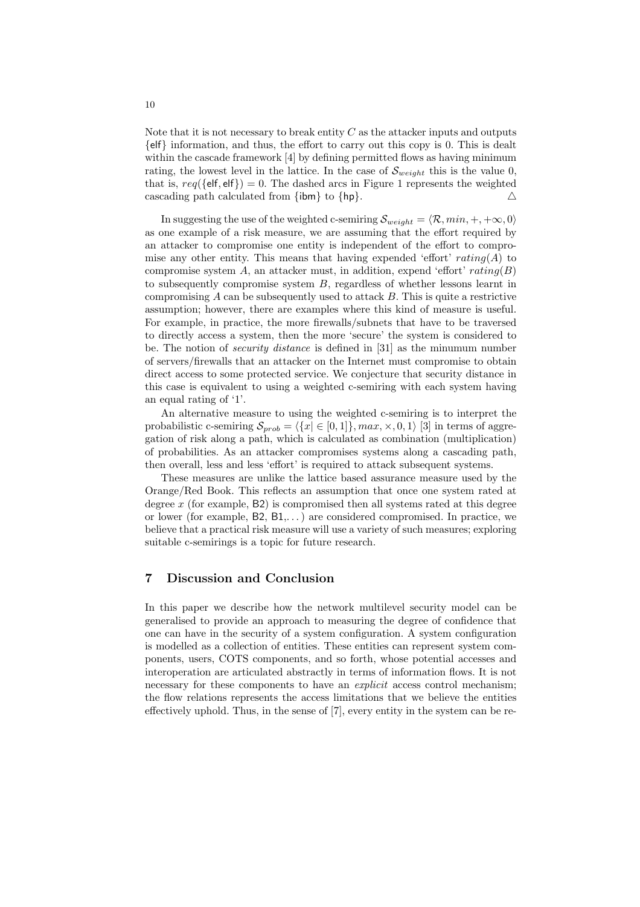Note that it is not necessary to break entity $C$ as the attacker inputs and outputs $\{\mathsf{elf}\}$ information, and thus, the effort to carry out this copy is 0. This is dealt within the cascade framework [4] by defining permitted flows as having minimum rating, the lowest level in the lattice. In the case of $\mathcal{S}_{weight}$ this is the value 0, that is, $req(\{\mathsf{elf}, \mathsf{elf}\}) = 0$. The dashed arcs in Figure 1 represents the weighted cascading path calculated from $\{\mathsf{ibm}\}$ to $\{\mathsf{hp}\}$. $\triangle$

In suggesting the use of the weighted c-semiring $\mathcal{S}_{weight} = \langle \mathcal{R}, min, +, +\infty, 0\rangle$ as one example of a risk measure, we are assuming that the effort required by an attacker to compromise one entity is independent of the effort to compromise any other entity. This means that having expended 'effort' $rating(A)$ to compromise system $A$, an attacker must, in addition, expend 'effort' $rating(B)$ to subsequently compromise system $B$, regardless of whether lessons learnt in compromising $A$ can be subsequently used to attack $B$. This is quite a restrictive assumption; however, there are examples where this kind of measure is useful. For example, in practice, the more firewalls/subnets that have to be traversed to directly access a system, then the more 'secure' the system is considered to be. The notion of *security distance* is defined in [31] as the minumum number of servers/firewalls that an attacker on the Internet must compromise to obtain direct access to some protected service. We conjecture that security distance in this case is equivalent to using a weighted c-semiring with each system having an equal rating of '1'.

An alternative measure to using the weighted c-semiring is to interpret the probabilistic c-semiring $\mathcal{S}_{prob} = \langle \{x | \in [0, 1]\}, max, \times, 0, 1\rangle$ [3] in terms of aggregation of risk along a path, which is calculated as combination (multiplication) of probabilities. As an attacker compromises systems along a cascading path, then overall, less and less 'effort' is required to attack subsequent systems.

These measures are unlike the lattice based assurance measure used by the Orange/Red Book. This reflects an assumption that once one system rated at degree $x$ (for example, B2) is compromised then all systems rated at this degree or lower (for example, B2, B1,...) are considered compromised. In practice, we believe that a practical risk measure will use a variety of such measures; exploring suitable c-semirings is a topic for future research.

## 7 Discussion and Conclusion

In this paper we describe how the network multilevel security model can be generalised to provide an approach to measuring the degree of confidence that one can have in the security of a system configuration. A system configuration is modelled as a collection of entities. These entities can represent system components, users, COTS components, and so forth, whose potential accesses and interoperation are articulated abstractly in terms of information flows. It is not necessary for these components to have an *explicit* access control mechanism; the flow relations represents the access limitations that we believe the entities effectively uphold. Thus, in the sense of [7], every entity in the system can be re-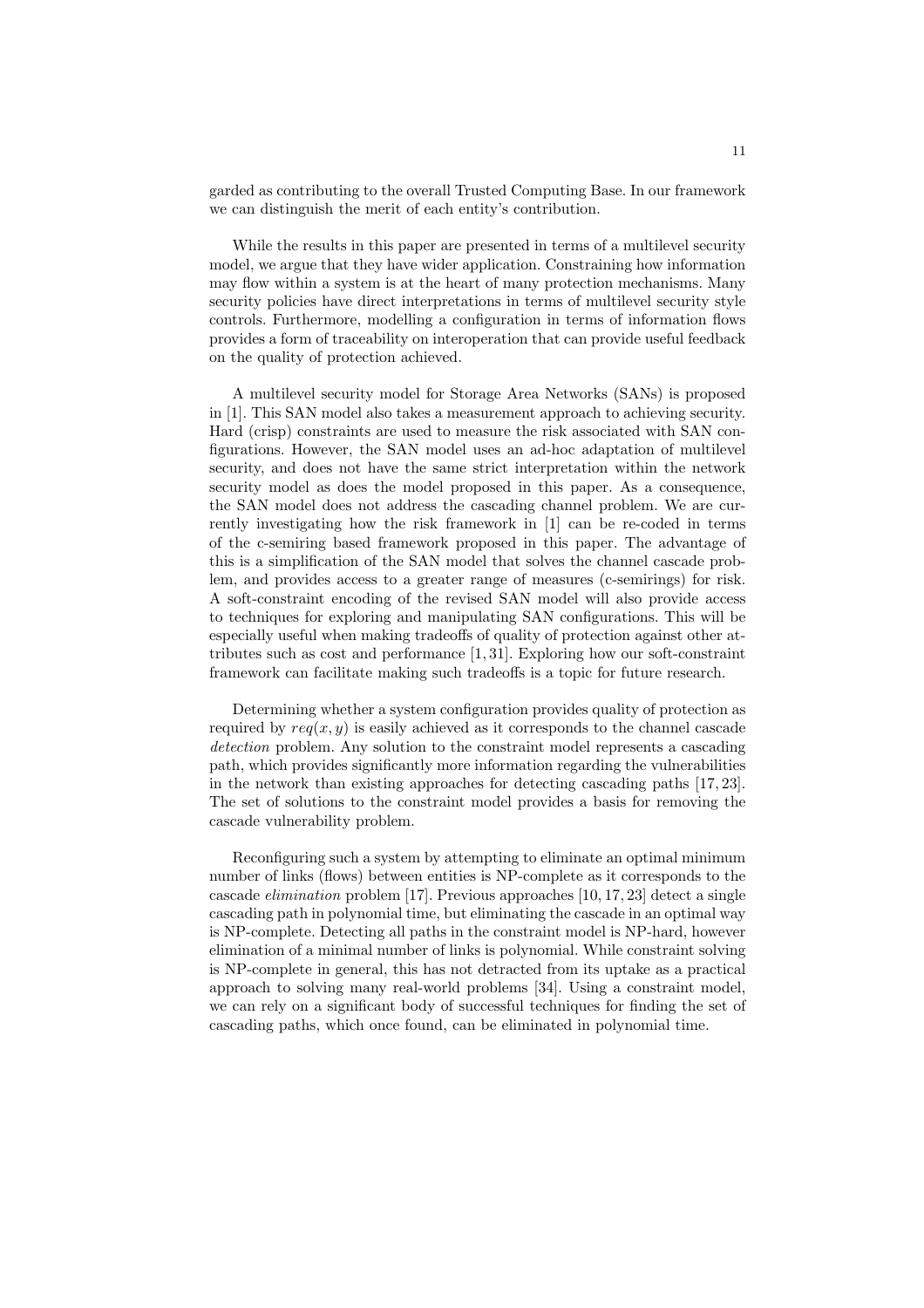garded as contributing to the overall Trusted Computing Base. In our framework we can distinguish the merit of each entity's contribution.

While the results in this paper are presented in terms of a multilevel security model, we argue that they have wider application. Constraining how information may flow within a system is at the heart of many protection mechanisms. Many security policies have direct interpretations in terms of multilevel security style controls. Furthermore, modelling a configuration in terms of information flows provides a form of traceability on interoperation that can provide useful feedback on the quality of protection achieved.

A multilevel security model for Storage Area Networks (SANs) is proposed in [1]. This SAN model also takes a measurement approach to achieving security. Hard (crisp) constraints are used to measure the risk associated with SAN configurations. However, the SAN model uses an ad-hoc adaptation of multilevel security, and does not have the same strict interpretation within the network security model as does the model proposed in this paper. As a consequence, the SAN model does not address the cascading channel problem. We are currently investigating how the risk framework in [1] can be re-coded in terms of the c-semiring based framework proposed in this paper. The advantage of this is a simplification of the SAN model that solves the channel cascade problem, and provides access to a greater range of measures (c-semirings) for risk. A soft-constraint encoding of the revised SAN model will also provide access to techniques for exploring and manipulating SAN configurations. This will be especially useful when making tradeoffs of quality of protection against other attributes such as cost and performance [1, 31]. Exploring how our soft-constraint framework can facilitate making such tradeoffs is a topic for future research.

Determining whether a system configuration provides quality of protection as required by $req(x, y)$ is easily achieved as it corresponds to the channel cascade *detection* problem. Any solution to the constraint model represents a cascading path, which provides significantly more information regarding the vulnerabilities in the network than existing approaches for detecting cascading paths [17, 23]. The set of solutions to the constraint model provides a basis for removing the cascade vulnerability problem.

Reconfiguring such a system by attempting to eliminate an optimal minimum number of links (flows) between entities is NP-complete as it corresponds to the cascade *elimination* problem [17]. Previous approaches [10, 17, 23] detect a single cascading path in polynomial time, but eliminating the cascade in an optimal way is NP-complete. Detecting all paths in the constraint model is NP-hard, however elimination of a minimal number of links is polynomial. While constraint solving is NP-complete in general, this has not detracted from its uptake as a practical approach to solving many real-world problems [34]. Using a constraint model, we can rely on a significant body of successful techniques for finding the set of cascading paths, which once found, can be eliminated in polynomial time.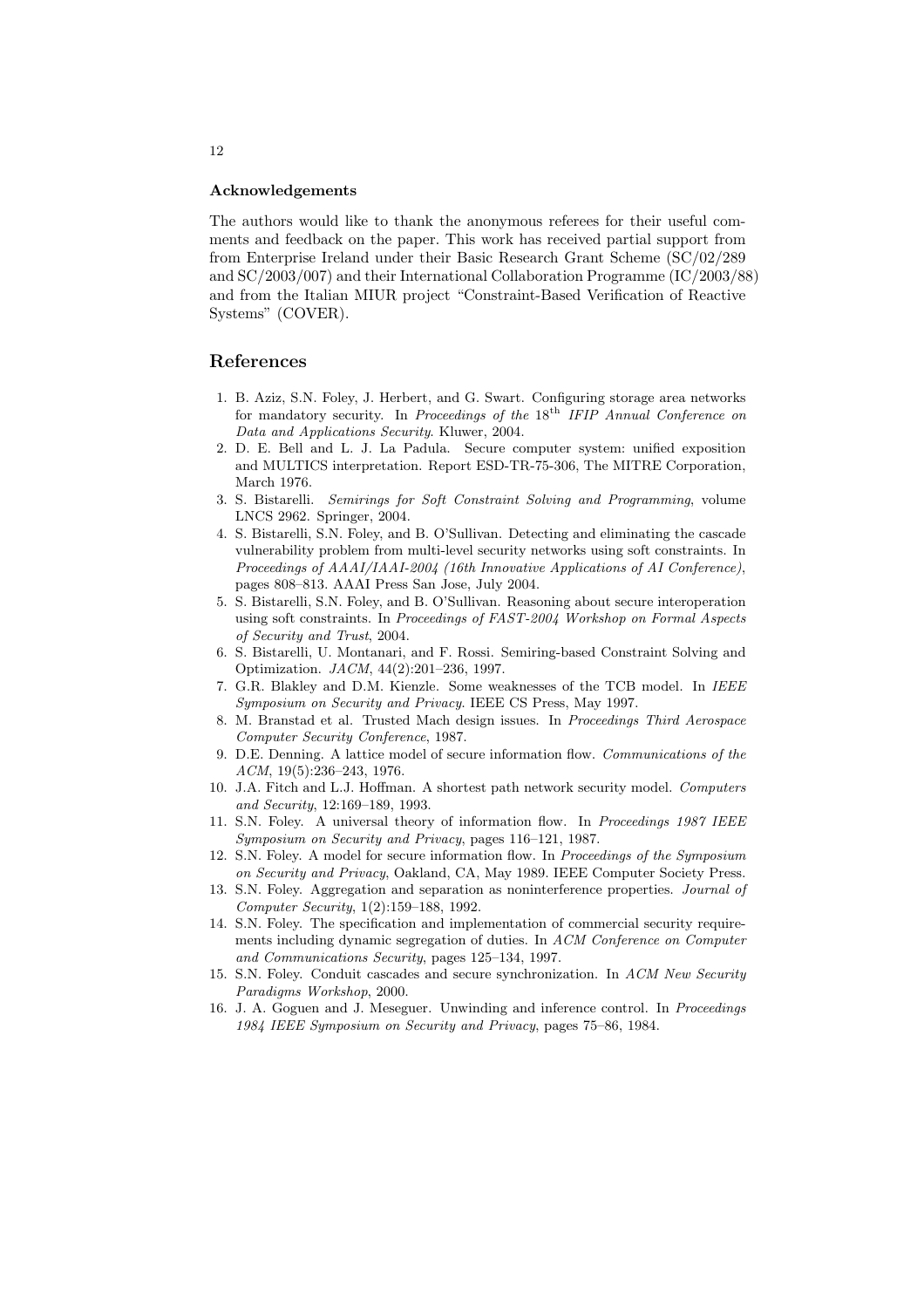### Acknowledgements

The authors would like to thank the anonymous referees for their useful comments and feedback on the paper. This work has received partial support from from Enterprise Ireland under their Basic Research Grant Scheme (SC/02/289 and SC/2003/007) and their International Collaboration Programme (IC/2003/88) and from the Italian MIUR project "Constraint-Based Verification of Reactive Systems" (COVER).

## References

1. B. Aziz, S.N. Foley, J. Herbert, and G. Swart. Configuring storage area networks for mandatory security. In *Proceedings of the* $18^{\text{th}}$ *IFIP Annual Conference on Data and Applications Security*. Kluwer, 2004.
2. D. E. Bell and L. J. La Padula. Secure computer system: unified exposition and MULTICS interpretation. Report ESD-TR-75-306, The MITRE Corporation, March 1976.
3. S. Bistarelli. *Semirings for Soft Constraint Solving and Programming*, volume LNCS 2962. Springer, 2004.
4. S. Bistarelli, S.N. Foley, and B. O'Sullivan. Detecting and eliminating the cascade vulnerability problem from multi-level security networks using soft constraints. In *Proceedings of AAAI/IAAI-2004 (16th Innovative Applications of AI Conference)*, pages 808–813. AAAI Press San Jose, July 2004.
5. S. Bistarelli, S.N. Foley, and B. O'Sullivan. Reasoning about secure interoperation using soft constraints. In *Proceedings of FAST-2004 Workshop on Formal Aspects of Security and Trust*, 2004.
6. S. Bistarelli, U. Montanari, and F. Rossi. Semiring-based Constraint Solving and Optimization. *JACM*, 44(2):201–236, 1997.
7. G.R. Blakley and D.M. Kienzle. Some weaknesses of the TCB model. In *IEEE Symposium on Security and Privacy*. IEEE CS Press, May 1997.
8. M. Branstad et al. Trusted Mach design issues. In *Proceedings Third Aerospace Computer Security Conference*, 1987.
9. D.E. Denning. A lattice model of secure information flow. *Communications of the ACM*, 19(5):236–243, 1976.
10. J.A. Fitch and L.J. Hoffman. A shortest path network security model. *Computers and Security*, 12:169–189, 1993.
11. S.N. Foley. A universal theory of information flow. In *Proceedings 1987 IEEE Symposium on Security and Privacy*, pages 116–121, 1987.
12. S.N. Foley. A model for secure information flow. In *Proceedings of the Symposium on Security and Privacy*, Oakland, CA, May 1989. IEEE Computer Society Press.
13. S.N. Foley. Aggregation and separation as noninterference properties. *Journal of Computer Security*, 1(2):159–188, 1992.
14. S.N. Foley. The specification and implementation of commercial security requirements including dynamic segregation of duties. In *ACM Conference on Computer and Communications Security*, pages 125–134, 1997.
15. S.N. Foley. Conduit cascades and secure synchronization. In *ACM New Security Paradigms Workshop*, 2000.
16. J. A. Goguen and J. Meseguer. Unwinding and inference control. In *Proceedings 1984 IEEE Symposium on Security and Privacy*, pages 75–86, 1984.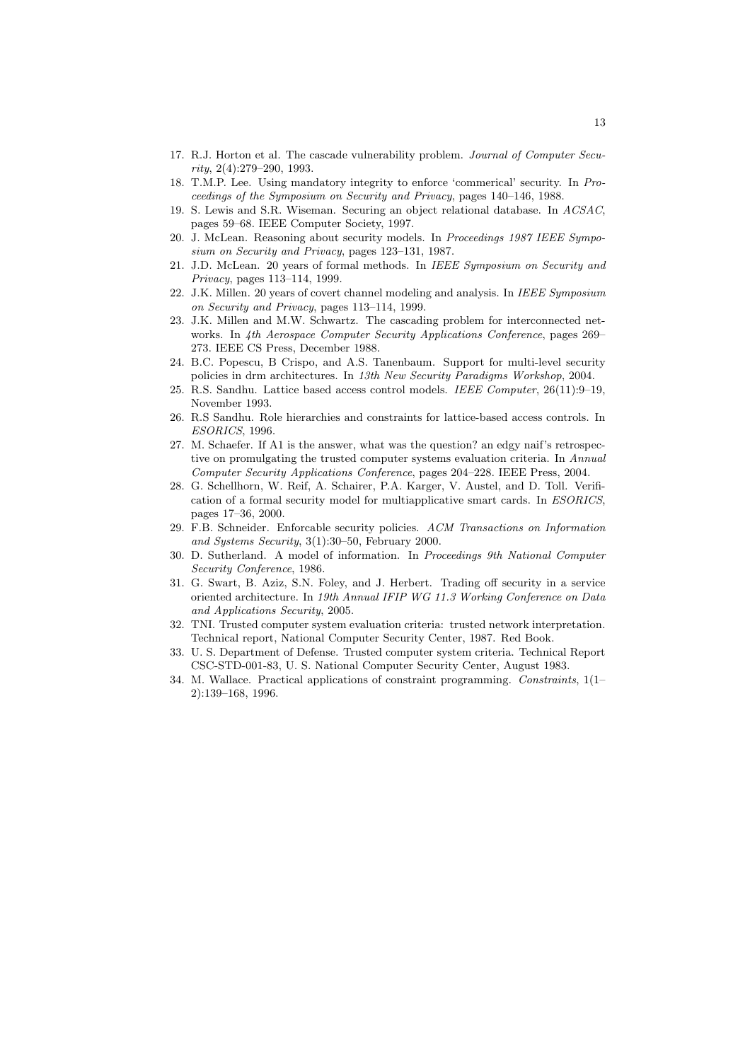17. R.J. Horton et al. The cascade vulnerability problem. *Journal of Computer Security*, 2(4):279–290, 1993.
18. T.M.P. Lee. Using mandatory integrity to enforce 'commerical' security. In *Proceedings of the Symposium on Security and Privacy*, pages 140–146, 1988.
19. S. Lewis and S.R. Wiseman. Securing an object relational database. In *ACSAC*, pages 59–68. IEEE Computer Society, 1997.
20. J. McLean. Reasoning about security models. In *Proceedings 1987 IEEE Symposium on Security and Privacy*, pages 123–131, 1987.
21. J.D. McLean. 20 years of formal methods. In *IEEE Symposium on Security and Privacy*, pages 113–114, 1999.
22. J.K. Millen. 20 years of covert channel modeling and analysis. In *IEEE Symposium on Security and Privacy*, pages 113–114, 1999.
23. J.K. Millen and M.W. Schwartz. The cascading problem for interconnected networks. In *4th Aerospace Computer Security Applications Conference*, pages 269–273. IEEE CS Press, December 1988.
24. B.C. Popescu, B Crispo, and A.S. Tanenbaum. Support for multi-level security policies in drm architectures. In *13th New Security Paradigms Workshop*, 2004.
25. R.S. Sandhu. Lattice based access control models. *IEEE Computer*, 26(11):9–19, November 1993.
26. R.S Sandhu. Role hierarchies and constraints for lattice-based access controls. In *ESORICS*, 1996.
27. M. Schaefer. If A1 is the answer, what was the question? an edgy naif's retrospective on promulgating the trusted computer systems evaluation criteria. In *Annual Computer Security Applications Conference*, pages 204–228. IEEE Press, 2004.
28. G. Schellhorn, W. Reif, A. Schairer, P.A. Karger, V. Austel, and D. Toll. Verification of a formal security model for multiapplicative smart cards. In *ESORICS*, pages 17–36, 2000.
29. F.B. Schneider. Enforcable security policies. *ACM Transactions on Information and Systems Security*, 3(1):30–50, February 2000.
30. D. Sutherland. A model of information. In *Proceedings 9th National Computer Security Conference*, 1986.
31. G. Swart, B. Aziz, S.N. Foley, and J. Herbert. Trading off security in a service oriented architecture. In *19th Annual IFIP WG 11.3 Working Conference on Data and Applications Security*, 2005.
32. TNI. Trusted computer system evaluation criteria: trusted network interpretation. Technical report, National Computer Security Center, 1987. Red Book.
33. U. S. Department of Defense. Trusted computer system criteria. Technical Report CSC-STD-001-83, U. S. National Computer Security Center, August 1983.
34. M. Wallace. Practical applications of constraint programming. *Constraints*, 1(1–2):139–168, 1996.